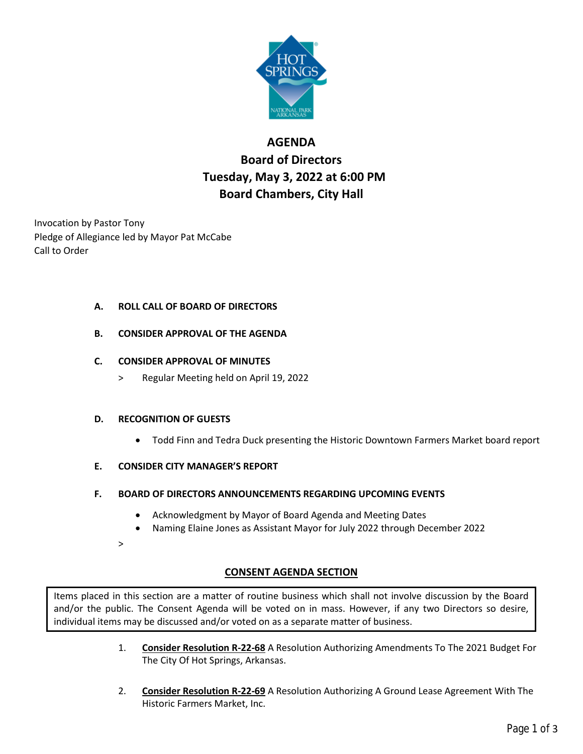# AGENDA
## Board of Directors
## Tuesday, May 3, 2022 at 6:00 PM
## Board Chambers, City Hall

Invocation by Pastor Tony
Pledge of Allegiance led by Mayor Pat McCabe
Call to Order

**A. ROLL CALL OF BOARD OF DIRECTORS**

**B. CONSIDER APPROVAL OF THE AGENDA**

**C. CONSIDER APPROVAL OF MINUTES**

> Regular Meeting held on April 19, 2022

**D. RECOGNITION OF GUESTS**

- Todd Finn and Tedra Duck presenting the Historic Downtown Farmers Market board report

**E. CONSIDER CITY MANAGER'S REPORT**

**F. BOARD OF DIRECTORS ANNOUNCEMENTS REGARDING UPCOMING EVENTS**

- Acknowledgment by Mayor of Board Agenda and Meeting Dates
- Naming Elaine Jones as Assistant Mayor for July 2022 through December 2022

>

**CONSENT AGENDA SECTION**

Items placed in this section are a matter of routine business which shall not involve discussion by the Board and/or the public. The Consent Agenda will be voted on in mass. However, if any two Directors so desire, individual items may be discussed and/or voted on as a separate matter of business.

1. **Consider Resolution R-22-68** A Resolution Authorizing Amendments To The 2021 Budget For The City Of Hot Springs, Arkansas.

2. **Consider Resolution R-22-69** A Resolution Authorizing A Ground Lease Agreement With The Historic Farmers Market, Inc.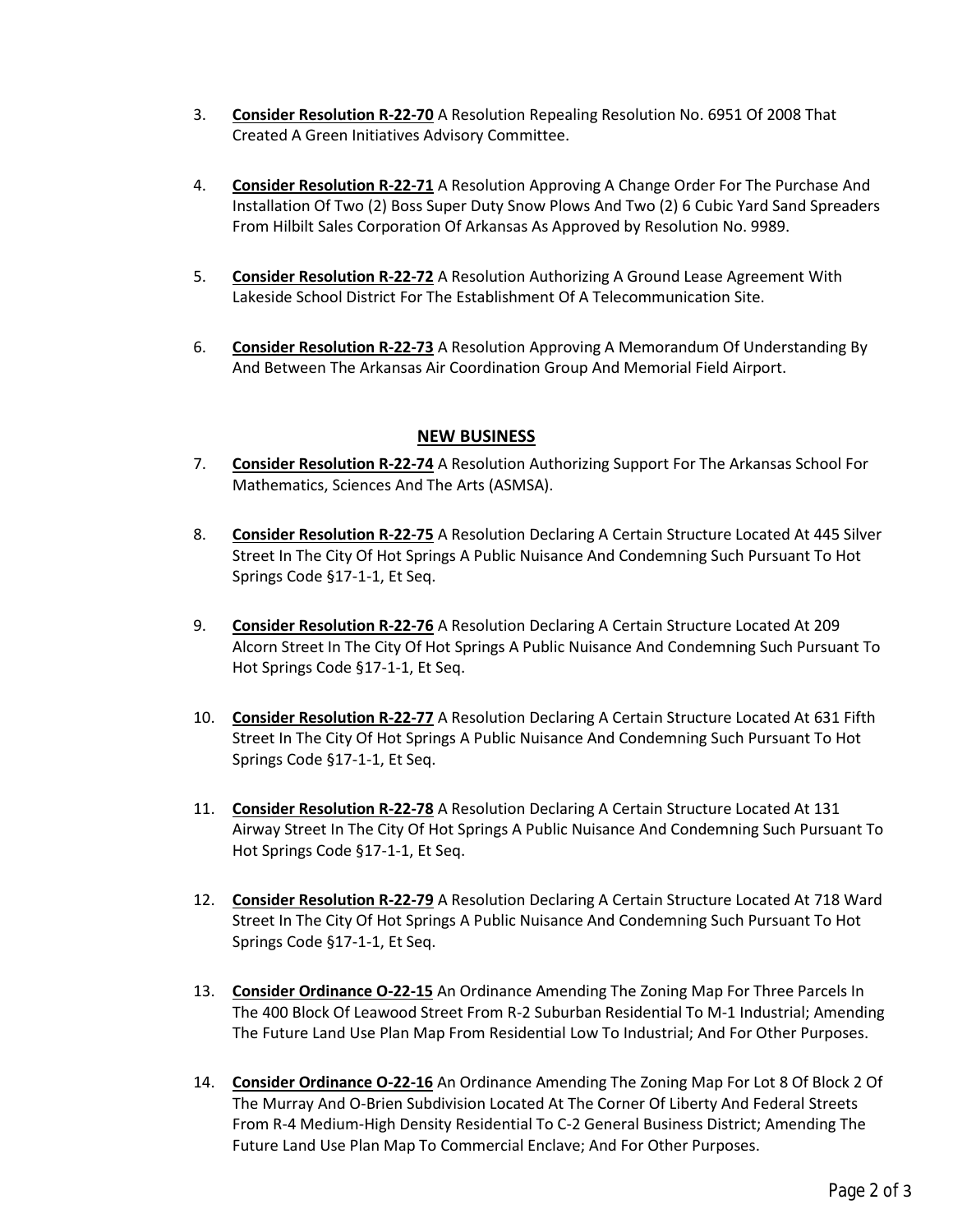3. **Consider Resolution R-22-70** A Resolution Repealing Resolution No. 6951 Of 2008 That Created A Green Initiatives Advisory Committee.

4. **Consider Resolution R-22-71** A Resolution Approving A Change Order For The Purchase And Installation Of Two (2) Boss Super Duty Snow Plows And Two (2) 6 Cubic Yard Sand Spreaders From Hilbilt Sales Corporation Of Arkansas As Approved by Resolution No. 9989.

5. **Consider Resolution R-22-72** A Resolution Authorizing A Ground Lease Agreement With Lakeside School District For The Establishment Of A Telecommunication Site.

6. **Consider Resolution R-22-73** A Resolution Approving A Memorandum Of Understanding By And Between The Arkansas Air Coordination Group And Memorial Field Airport.

## NEW BUSINESS

7. **Consider Resolution R-22-74** A Resolution Authorizing Support For The Arkansas School For Mathematics, Sciences And The Arts (ASMSA).

8. **Consider Resolution R-22-75** A Resolution Declaring A Certain Structure Located At 445 Silver Street In The City Of Hot Springs A Public Nuisance And Condemning Such Pursuant To Hot Springs Code §17-1-1, Et Seq.

9. **Consider Resolution R-22-76** A Resolution Declaring A Certain Structure Located At 209 Alcorn Street In The City Of Hot Springs A Public Nuisance And Condemning Such Pursuant To Hot Springs Code §17-1-1, Et Seq.

10. **Consider Resolution R-22-77** A Resolution Declaring A Certain Structure Located At 631 Fifth Street In The City Of Hot Springs A Public Nuisance And Condemning Such Pursuant To Hot Springs Code §17-1-1, Et Seq.

11. **Consider Resolution R-22-78** A Resolution Declaring A Certain Structure Located At 131 Airway Street In The City Of Hot Springs A Public Nuisance And Condemning Such Pursuant To Hot Springs Code §17-1-1, Et Seq.

12. **Consider Resolution R-22-79** A Resolution Declaring A Certain Structure Located At 718 Ward Street In The City Of Hot Springs A Public Nuisance And Condemning Such Pursuant To Hot Springs Code §17-1-1, Et Seq.

13. **Consider Ordinance O-22-15** An Ordinance Amending The Zoning Map For Three Parcels In The 400 Block Of Leawood Street From R-2 Suburban Residential To M-1 Industrial; Amending The Future Land Use Plan Map From Residential Low To Industrial; And For Other Purposes.

14. **Consider Ordinance O-22-16** An Ordinance Amending The Zoning Map For Lot 8 Of Block 2 Of The Murray And O-Brien Subdivision Located At The Corner Of Liberty And Federal Streets From R-4 Medium-High Density Residential To C-2 General Business District; Amending The Future Land Use Plan Map To Commercial Enclave; And For Other Purposes.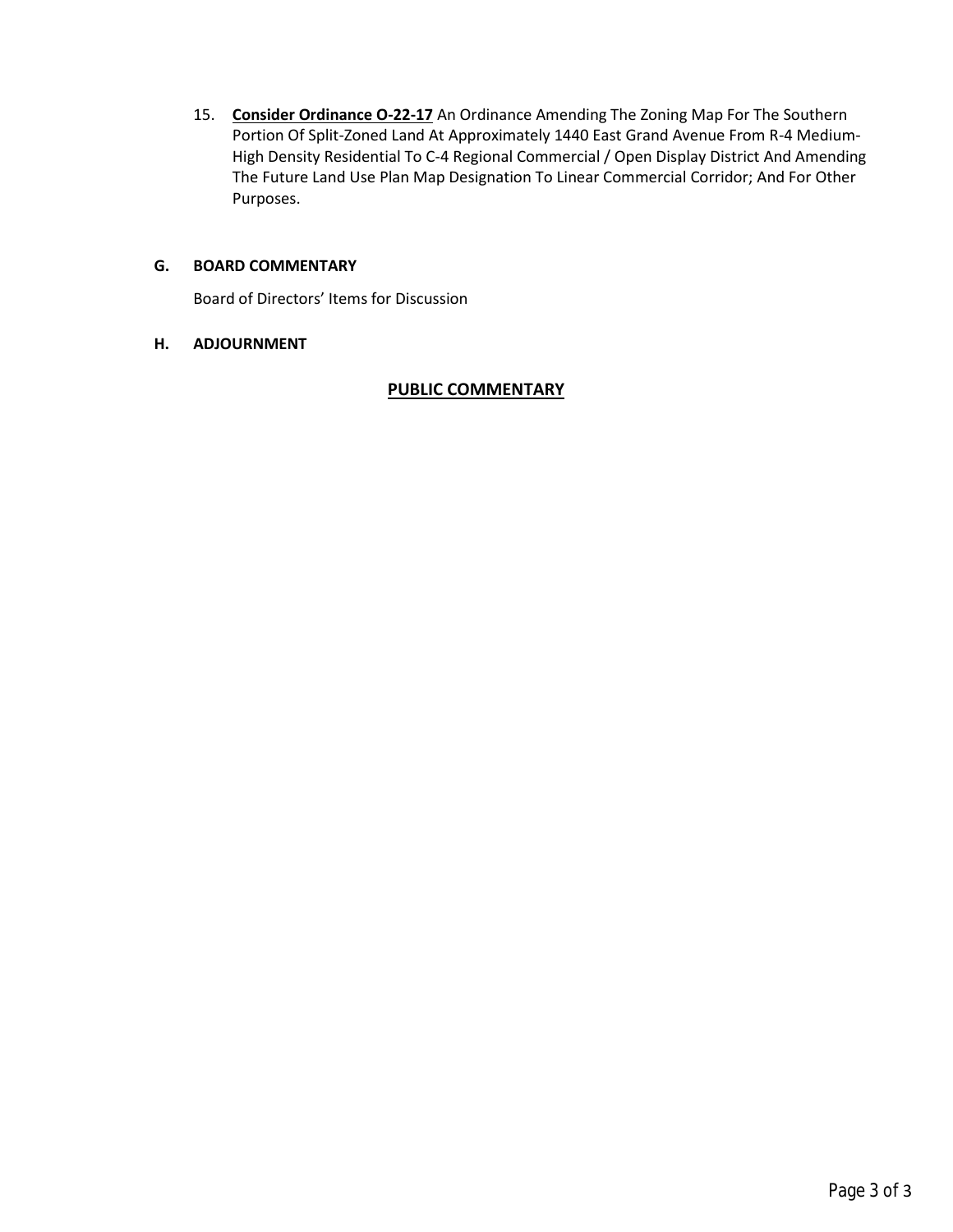15. **Consider Ordinance O-22-17** An Ordinance Amending The Zoning Map For The Southern Portion Of Split-Zoned Land At Approximately 1440 East Grand Avenue From R-4 Medium-High Density Residential To C-4 Regional Commercial / Open Display District And Amending The Future Land Use Plan Map Designation To Linear Commercial Corridor; And For Other Purposes.

## G. BOARD COMMENTARY

Board of Directors' Items for Discussion

## H. ADJOURNMENT

## PUBLIC COMMENTARY